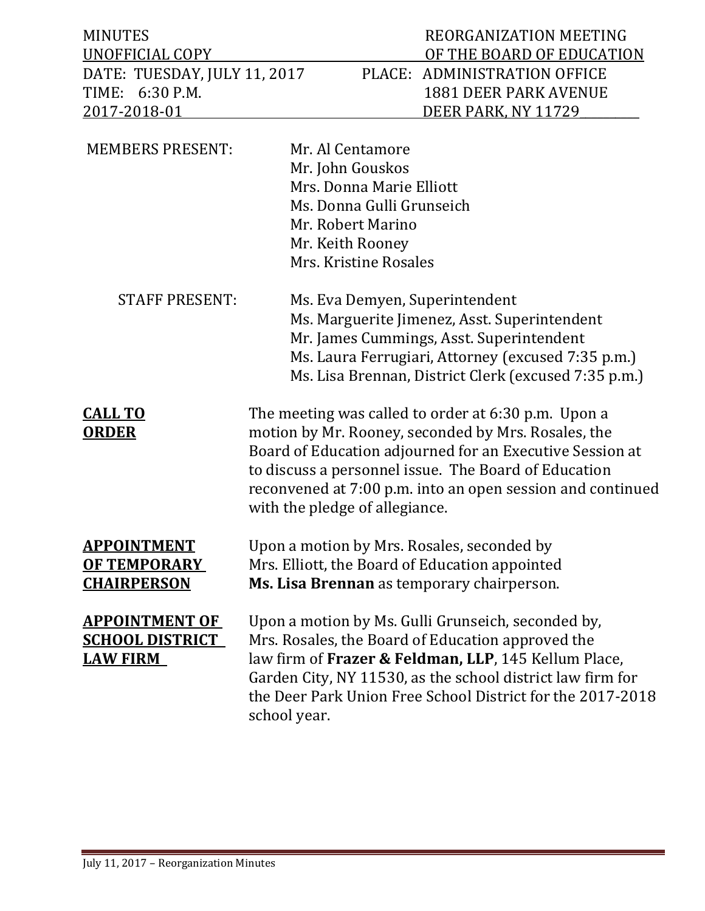MINUTES — REORGANIZATION MEETING
UNOFFICIAL COPY — OF THE BOARD OF EDUCATION

DATE: TUESDAY, JULY 11, 2017 — PLACE: ADMINISTRATION OFFICE
TIME: 6:30 P.M. — 1881 DEER PARK AVENUE
2017-2018-01 — DEER PARK, NY 11729

MEMBERS PRESENT:
- Mr. Al Centamore
- Mr. John Gouskos
- Mrs. Donna Marie Elliott
- Ms. Donna Gulli Grunseich
- Mr. Robert Marino
- Mr. Keith Rooney
- Mrs. Kristine Rosales

STAFF PRESENT:
- Ms. Eva Demyen, Superintendent
- Ms. Marguerite Jimenez, Asst. Superintendent
- Mr. James Cummings, Asst. Superintendent
- Ms. Laura Ferrugiari, Attorney (excused 7:35 p.m.)
- Ms. Lisa Brennan, District Clerk (excused 7:35 p.m.)

**CALL TO ORDER**

The meeting was called to order at 6:30 p.m. Upon a motion by Mr. Rooney, seconded by Mrs. Rosales, the Board of Education adjourned for an Executive Session at to discuss a personnel issue. The Board of Education reconvened at 7:00 p.m. into an open session and continued with the pledge of allegiance.

**APPOINTMENT OF TEMPORARY CHAIRPERSON**

Upon a motion by Mrs. Rosales, seconded by Mrs. Elliott, the Board of Education appointed **Ms. Lisa Brennan** as temporary chairperson.

**APPOINTMENT OF SCHOOL DISTRICT LAW FIRM**

Upon a motion by Ms. Gulli Grunseich, seconded by, Mrs. Rosales, the Board of Education approved the law firm of **Frazer & Feldman, LLP**, 145 Kellum Place, Garden City, NY 11530, as the school district law firm for the Deer Park Union Free School District for the 2017-2018 school year.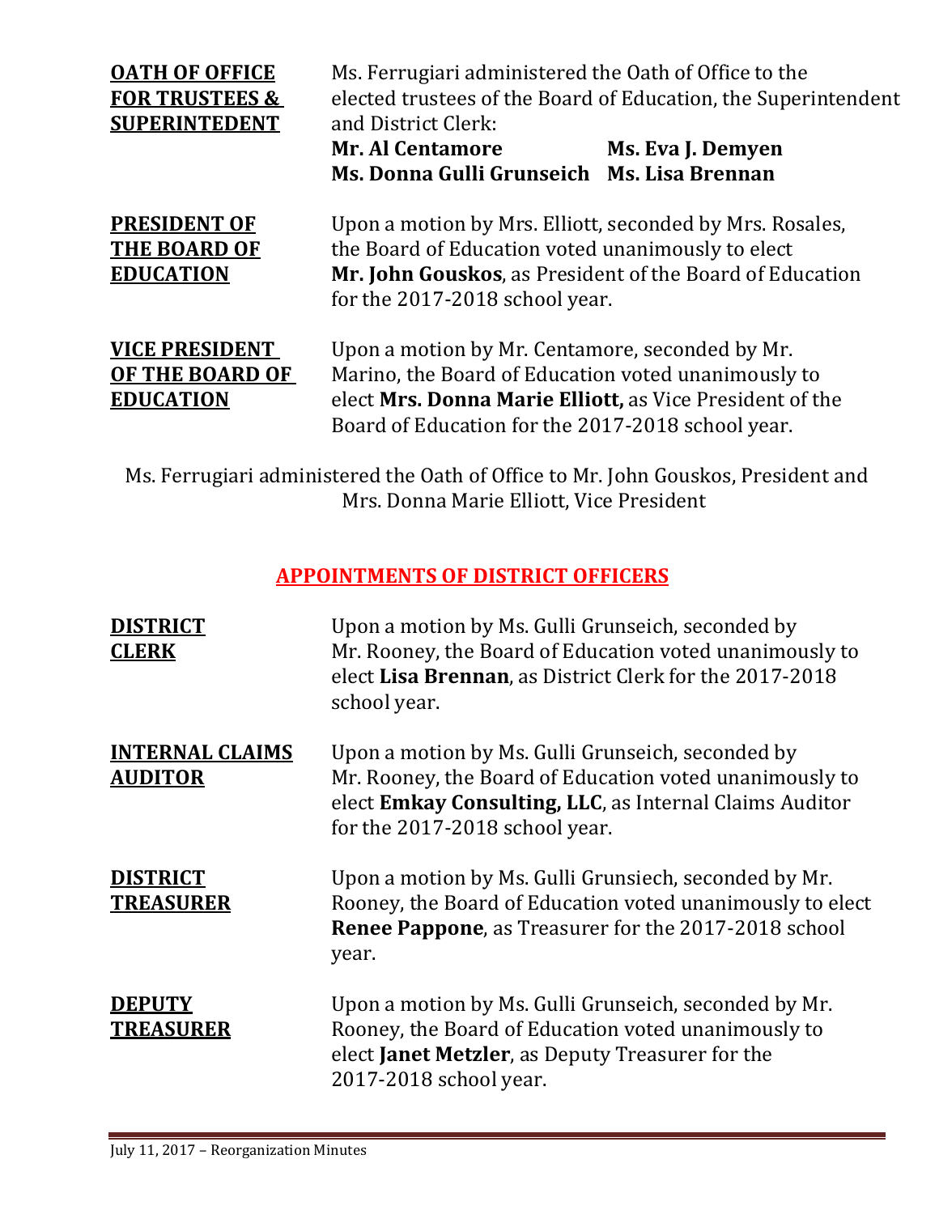**OATH OF OFFICE FOR TRUSTEES & SUPERINTEDENT**

Ms. Ferrugiari administered the Oath of Office to the elected trustees of the Board of Education, the Superintendent and District Clerk:

**Mr. Al Centamore** **Ms. Eva J. Demyen**
**Ms. Donna Gulli Grunseich** **Ms. Lisa Brennan**

**PRESIDENT OF THE BOARD OF EDUCATION**

Upon a motion by Mrs. Elliott, seconded by Mrs. Rosales, the Board of Education voted unanimously to elect **Mr. John Gouskos**, as President of the Board of Education for the 2017-2018 school year.

**VICE PRESIDENT OF THE BOARD OF EDUCATION**

Upon a motion by Mr. Centamore, seconded by Mr. Marino, the Board of Education voted unanimously to elect **Mrs. Donna Marie Elliott,** as Vice President of the Board of Education for the 2017-2018 school year.

Ms. Ferrugiari administered the Oath of Office to Mr. John Gouskos, President and Mrs. Donna Marie Elliott, Vice President

## APPOINTMENTS OF DISTRICT OFFICERS

**DISTRICT CLERK**

Upon a motion by Ms. Gulli Grunseich, seconded by Mr. Rooney, the Board of Education voted unanimously to elect **Lisa Brennan**, as District Clerk for the 2017-2018 school year.

**INTERNAL CLAIMS AUDITOR**

Upon a motion by Ms. Gulli Grunseich, seconded by Mr. Rooney, the Board of Education voted unanimously to elect **Emkay Consulting, LLC**, as Internal Claims Auditor for the 2017-2018 school year.

**DISTRICT TREASURER**

Upon a motion by Ms. Gulli Grunsiech, seconded by Mr. Rooney, the Board of Education voted unanimously to elect **Renee Pappone**, as Treasurer for the 2017-2018 school year.

**DEPUTY TREASURER**

Upon a motion by Ms. Gulli Grunseich, seconded by Mr. Rooney, the Board of Education voted unanimously to elect **Janet Metzler**, as Deputy Treasurer for the 2017-2018 school year.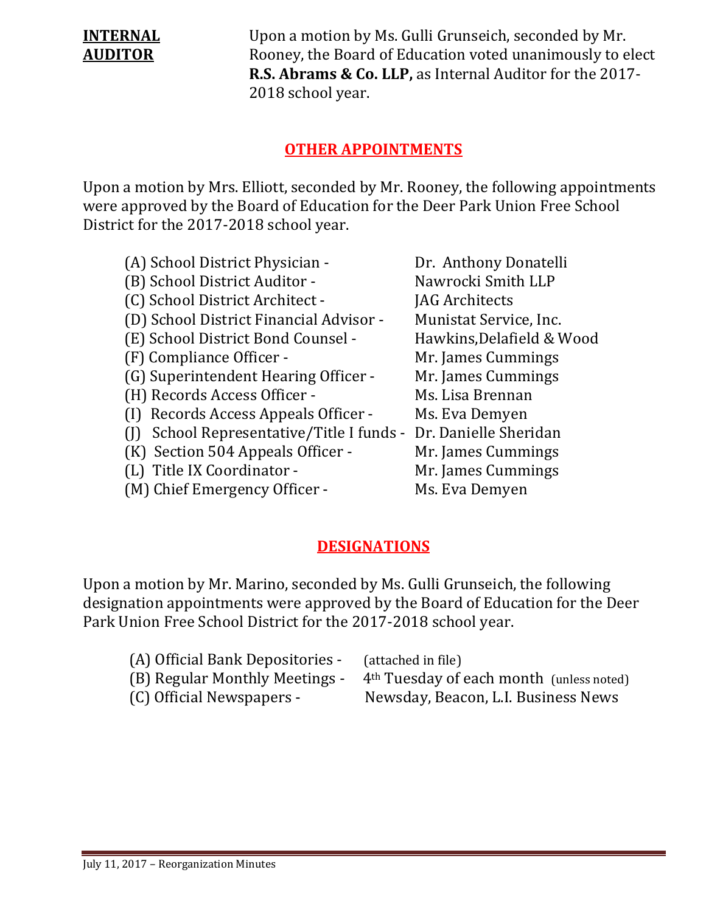**INTERNAL AUDITOR**

Upon a motion by Ms. Gulli Grunseich, seconded by Mr. Rooney, the Board of Education voted unanimously to elect **R.S. Abrams & Co. LLP,** as Internal Auditor for the 2017-2018 school year.

## OTHER APPOINTMENTS

Upon a motion by Mrs. Elliott, seconded by Mr. Rooney, the following appointments were approved by the Board of Education for the Deer Park Union Free School District for the 2017-2018 school year.

| | |
|---|---|
| (A) School District Physician - | Dr. Anthony Donatelli |
| (B) School District Auditor - | Nawrocki Smith LLP |
| (C) School District Architect - | JAG Architects |
| (D) School District Financial Advisor - | Munistat Service, Inc. |
| (E) School District Bond Counsel - | Hawkins,Delafield & Wood |
| (F) Compliance Officer - | Mr. James Cummings |
| (G) Superintendent Hearing Officer - | Mr. James Cummings |
| (H) Records Access Officer - | Ms. Lisa Brennan |
| (I) Records Access Appeals Officer - | Ms. Eva Demyen |
| (J) School Representative/Title I funds - | Dr. Danielle Sheridan |
| (K) Section 504 Appeals Officer - | Mr. James Cummings |
| (L) Title IX Coordinator - | Mr. James Cummings |
| (M) Chief Emergency Officer - | Ms. Eva Demyen |

## DESIGNATIONS

Upon a motion by Mr. Marino, seconded by Ms. Gulli Grunseich, the following designation appointments were approved by the Board of Education for the Deer Park Union Free School District for the 2017-2018 school year.

| | |
|---|---|
| (A) Official Bank Depositories - | (attached in file) |
| (B) Regular Monthly Meetings - | 4th Tuesday of each month (unless noted) |
| (C) Official Newspapers - | Newsday, Beacon, L.I. Business News |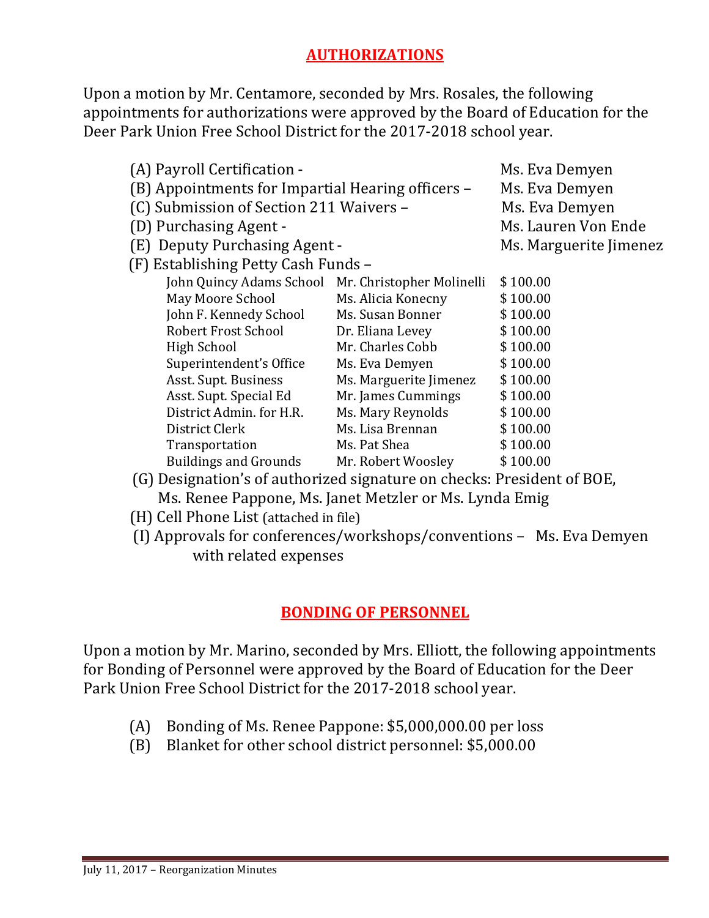## AUTHORIZATIONS

Upon a motion by Mr. Centamore, seconded by Mrs. Rosales, the following appointments for authorizations were approved by the Board of Education for the Deer Park Union Free School District for the 2017-2018 school year.

(A) Payroll Certification - Ms. Eva Demyen

(B) Appointments for Impartial Hearing officers – Ms. Eva Demyen

(C) Submission of Section 211 Waivers – Ms. Eva Demyen

(D) Purchasing Agent - Ms. Lauren Von Ende

(E) Deputy Purchasing Agent - Ms. Marguerite Jimenez

(F) Establishing Petty Cash Funds –

| | | |
|---|---|---|
| John Quincy Adams School | Mr. Christopher Molinelli | $ 100.00 |
| May Moore School | Ms. Alicia Konecny | $ 100.00 |
| John F. Kennedy School | Ms. Susan Bonner | $ 100.00 |
| Robert Frost School | Dr. Eliana Levey | $ 100.00 |
| High School | Mr. Charles Cobb | $ 100.00 |
| Superintendent's Office | Ms. Eva Demyen | $ 100.00 |
| Asst. Supt. Business | Ms. Marguerite Jimenez | $ 100.00 |
| Asst. Supt. Special Ed | Mr. James Cummings | $ 100.00 |
| District Admin. for H.R. | Ms. Mary Reynolds | $ 100.00 |
| District Clerk | Ms. Lisa Brennan | $ 100.00 |
| Transportation | Ms. Pat Shea | $ 100.00 |
| Buildings and Grounds | Mr. Robert Woosley | $ 100.00 |

(G) Designation's of authorized signature on checks: President of BOE, Ms. Renee Pappone, Ms. Janet Metzler or Ms. Lynda Emig

(H) Cell Phone List (attached in file)

(I) Approvals for conferences/workshops/conventions – Ms. Eva Demyen with related expenses

## BONDING OF PERSONNEL

Upon a motion by Mr. Marino, seconded by Mrs. Elliott, the following appointments for Bonding of Personnel were approved by the Board of Education for the Deer Park Union Free School District for the 2017-2018 school year.

(A) Bonding of Ms. Renee Pappone: $5,000,000.00 per loss

(B) Blanket for other school district personnel: $5,000.00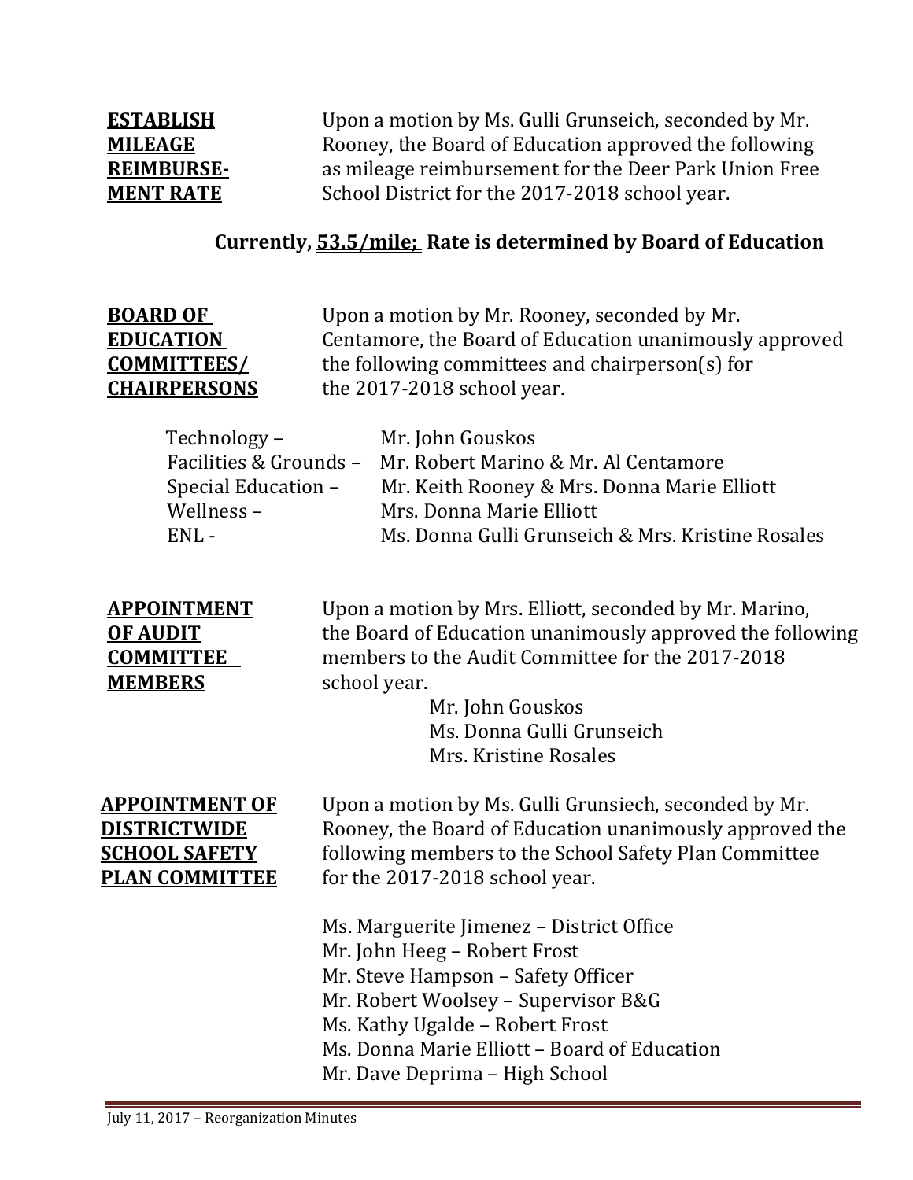**ESTABLISH MILEAGE REIMBURSEMENT RATE**

Upon a motion by Ms. Gulli Grunseich, seconded by Mr. Rooney, the Board of Education approved the following as mileage reimbursement for the Deer Park Union Free School District for the 2017-2018 school year.

**Currently, 53.5/mile; Rate is determined by Board of Education**

**BOARD OF EDUCATION COMMITTEES/ CHAIRPERSONS**

Upon a motion by Mr. Rooney, seconded by Mr. Centamore, the Board of Education unanimously approved the following committees and chairperson(s) for the 2017-2018 school year.

| | |
|---|---|
| Technology – | Mr. John Gouskos |
| Facilities & Grounds – | Mr. Robert Marino & Mr. Al Centamore |
| Special Education – | Mr. Keith Rooney & Mrs. Donna Marie Elliott |
| Wellness – | Mrs. Donna Marie Elliott |
| ENL - | Ms. Donna Gulli Grunseich & Mrs. Kristine Rosales |

**APPOINTMENT OF AUDIT COMMITTEE MEMBERS**

Upon a motion by Mrs. Elliott, seconded by Mr. Marino, the Board of Education unanimously approved the following members to the Audit Committee for the 2017-2018 school year.

Mr. John Gouskos
Ms. Donna Gulli Grunseich
Mrs. Kristine Rosales

**APPOINTMENT OF DISTRICTWIDE SCHOOL SAFETY PLAN COMMITTEE**

Upon a motion by Ms. Gulli Grunsiech, seconded by Mr. Rooney, the Board of Education unanimously approved the following members to the School Safety Plan Committee for the 2017-2018 school year.

Ms. Marguerite Jimenez – District Office
Mr. John Heeg – Robert Frost
Mr. Steve Hampson – Safety Officer
Mr. Robert Woolsey – Supervisor B&G
Ms. Kathy Ugalde – Robert Frost
Ms. Donna Marie Elliott – Board of Education
Mr. Dave Deprima – High School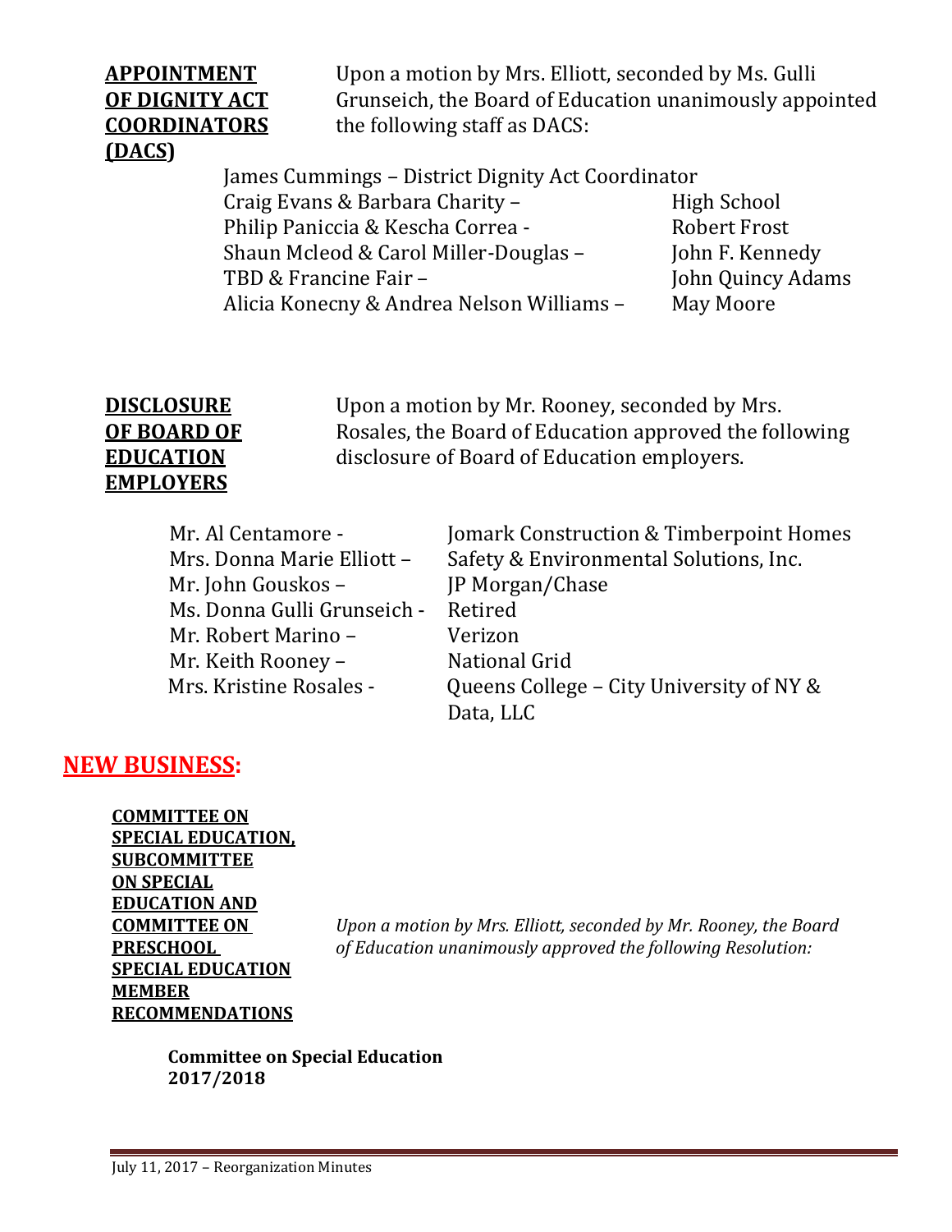**APPOINTMENT OF DIGNITY ACT COORDINATORS (DACS)**

Upon a motion by Mrs. Elliott, seconded by Ms. Gulli Grunseich, the Board of Education unanimously appointed the following staff as DACS:

James Cummings – District Dignity Act Coordinator

| | |
|---|---|
| Craig Evans & Barbara Charity – | High School |
| Philip Paniccia & Kescha Correa - | Robert Frost |
| Shaun Mcleod & Carol Miller-Douglas – | John F. Kennedy |
| TBD & Francine Fair – | John Quincy Adams |
| Alicia Konecny & Andrea Nelson Williams – | May Moore |

**DISCLOSURE OF BOARD OF EDUCATION EMPLOYERS**

Upon a motion by Mr. Rooney, seconded by Mrs. Rosales, the Board of Education approved the following disclosure of Board of Education employers.

| | |
|---|---|
| Mr. Al Centamore - | Jomark Construction & Timberpoint Homes |
| Mrs. Donna Marie Elliott – | Safety & Environmental Solutions, Inc. |
| Mr. John Gouskos – | JP Morgan/Chase |
| Ms. Donna Gulli Grunseich - | Retired |
| Mr. Robert Marino – | Verizon |
| Mr. Keith Rooney – | National Grid |
| Mrs. Kristine Rosales - | Queens College – City University of NY & Data, LLC |

## NEW BUSINESS:

**COMMITTEE ON SPECIAL EDUCATION, SUBCOMMITTEE ON SPECIAL EDUCATION AND COMMITTEE ON PRESCHOOL SPECIAL EDUCATION MEMBER RECOMMENDATIONS**

*Upon a motion by Mrs. Elliott, seconded by Mr. Rooney, the Board of Education unanimously approved the following Resolution:*

**Committee on Special Education 2017/2018**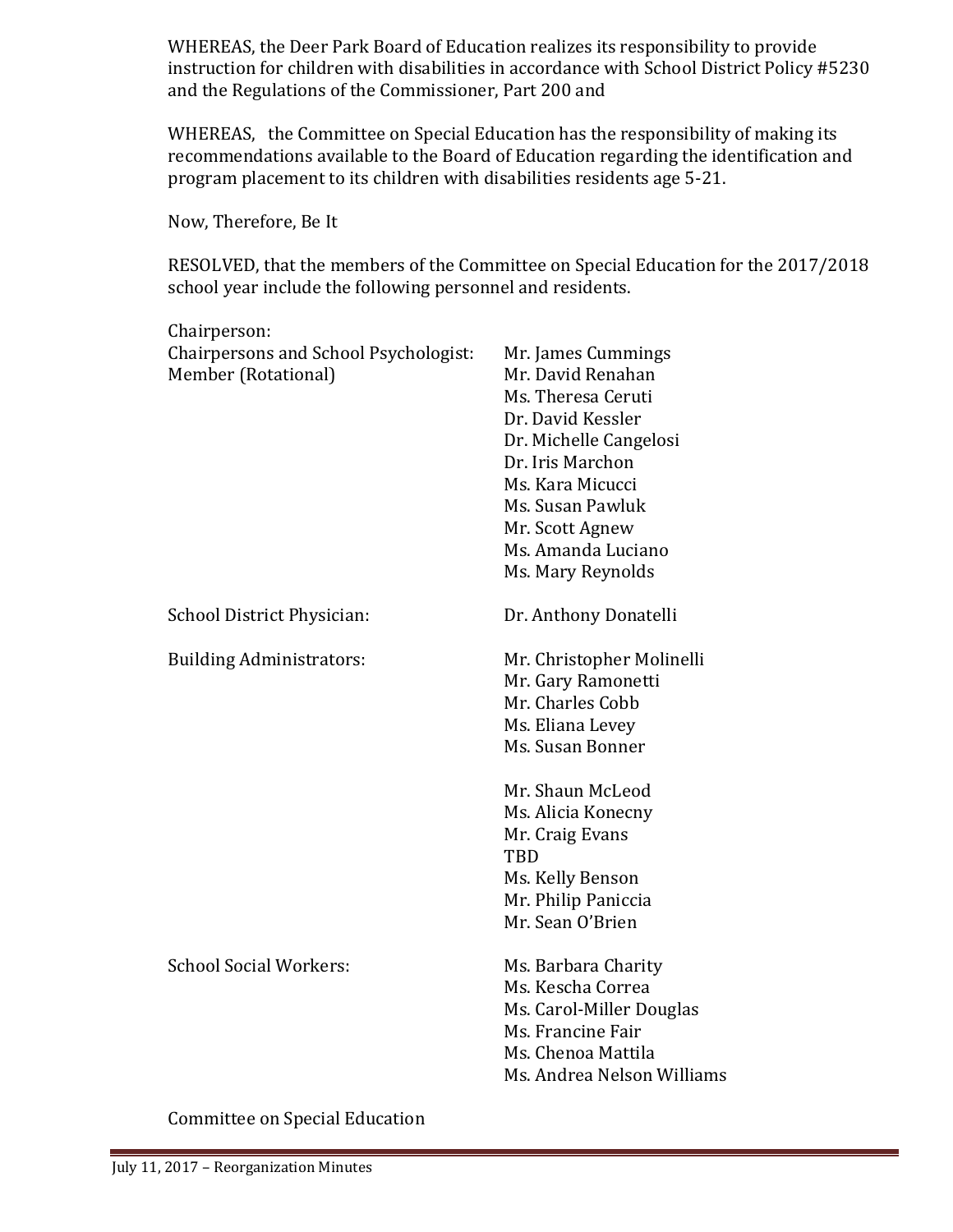WHEREAS, the Deer Park Board of Education realizes its responsibility to provide instruction for children with disabilities in accordance with School District Policy #5230 and the Regulations of the Commissioner, Part 200 and

WHEREAS, the Committee on Special Education has the responsibility of making its recommendations available to the Board of Education regarding the identification and program placement to its children with disabilities residents age 5-21.

Now, Therefore, Be It

RESOLVED, that the members of the Committee on Special Education for the 2017/2018 school year include the following personnel and residents.

| | |
|---|---|
| Chairperson: | |
| Chairpersons and School Psychologist: | Mr. James Cummings |
| Member (Rotational) | Mr. David Renahan |
| | Ms. Theresa Ceruti |
| | Dr. David Kessler |
| | Dr. Michelle Cangelosi |
| | Dr. Iris Marchon |
| | Ms. Kara Micucci |
| | Ms. Susan Pawluk |
| | Mr. Scott Agnew |
| | Ms. Amanda Luciano |
| | Ms. Mary Reynolds |
| School District Physician: | Dr. Anthony Donatelli |
| Building Administrators: | Mr. Christopher Molinelli |
| | Mr. Gary Ramonetti |
| | Mr. Charles Cobb |
| | Ms. Eliana Levey |
| | Ms. Susan Bonner |
| | |
| | Mr. Shaun McLeod |
| | Ms. Alicia Konecny |
| | Mr. Craig Evans |
| | TBD |
| | Ms. Kelly Benson |
| | Mr. Philip Paniccia |
| | Mr. Sean O'Brien |
| School Social Workers: | Ms. Barbara Charity |
| | Ms. Kescha Correa |
| | Ms. Carol-Miller Douglas |
| | Ms. Francine Fair |
| | Ms. Chenoa Mattila |
| | Ms. Andrea Nelson Williams |

Committee on Special Education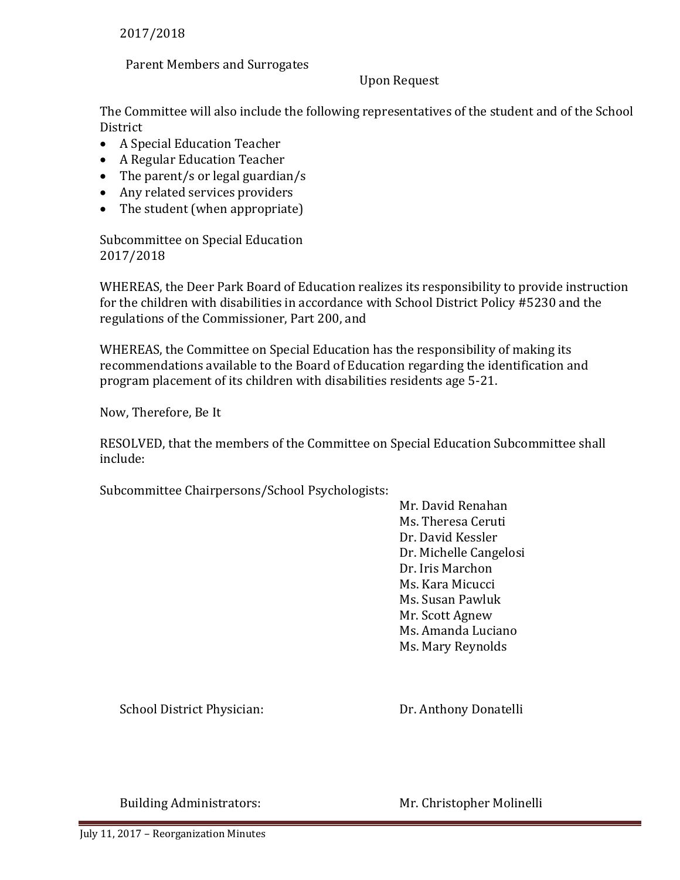2017/2018

Parent Members and Surrogates

Upon Request

The Committee will also include the following representatives of the student and of the School District

- A Special Education Teacher
- A Regular Education Teacher
- The parent/s or legal guardian/s
- Any related services providers
- The student (when appropriate)

Subcommittee on Special Education
2017/2018

WHEREAS, the Deer Park Board of Education realizes its responsibility to provide instruction for the children with disabilities in accordance with School District Policy #5230 and the regulations of the Commissioner, Part 200, and

WHEREAS, the Committee on Special Education has the responsibility of making its recommendations available to the Board of Education regarding the identification and program placement of its children with disabilities residents age 5-21.

Now, Therefore, Be It

RESOLVED, that the members of the Committee on Special Education Subcommittee shall include:

Subcommittee Chairpersons/School Psychologists:

Mr. David Renahan
Ms. Theresa Ceruti
Dr. David Kessler
Dr. Michelle Cangelosi
Dr. Iris Marchon
Ms. Kara Micucci
Ms. Susan Pawluk
Mr. Scott Agnew
Ms. Amanda Luciano
Ms. Mary Reynolds

School District Physician: Dr. Anthony Donatelli

Building Administrators: Mr. Christopher Molinelli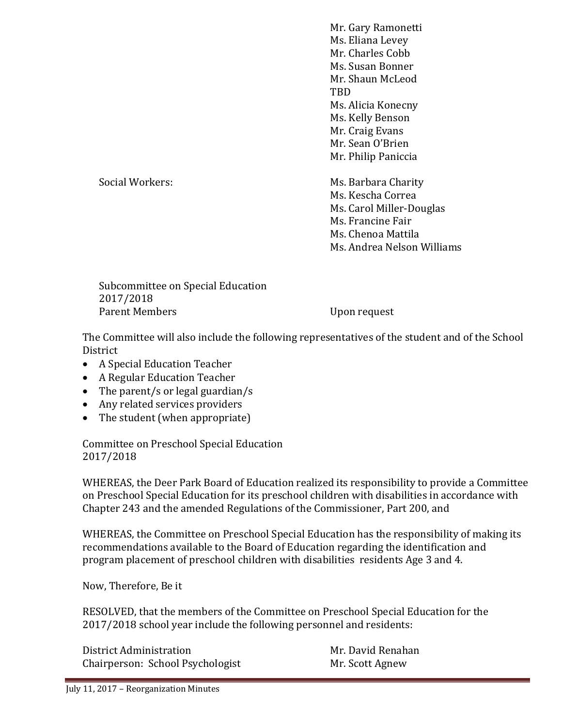Mr. Gary Ramonetti
Ms. Eliana Levey
Mr. Charles Cobb
Ms. Susan Bonner
Mr. Shaun McLeod
TBD
Ms. Alicia Konecny
Ms. Kelly Benson
Mr. Craig Evans
Mr. Sean O'Brien
Mr. Philip Paniccia

Social Workers: Ms. Barbara Charity
Ms. Kescha Correa
Ms. Carol Miller-Douglas
Ms. Francine Fair
Ms. Chenoa Mattila
Ms. Andrea Nelson Williams

Subcommittee on Special Education
2017/2018
Parent Members Upon request

The Committee will also include the following representatives of the student and of the School District

- A Special Education Teacher
- A Regular Education Teacher
- The parent/s or legal guardian/s
- Any related services providers
- The student (when appropriate)

Committee on Preschool Special Education
2017/2018

WHEREAS, the Deer Park Board of Education realized its responsibility to provide a Committee on Preschool Special Education for its preschool children with disabilities in accordance with Chapter 243 and the amended Regulations of the Commissioner, Part 200, and

WHEREAS, the Committee on Preschool Special Education has the responsibility of making its recommendations available to the Board of Education regarding the identification and program placement of preschool children with disabilities residents Age 3 and 4.

Now, Therefore, Be it

RESOLVED, that the members of the Committee on Preschool Special Education for the 2017/2018 school year include the following personnel and residents:

District Administration Mr. David Renahan
Chairperson: School Psychologist Mr. Scott Agnew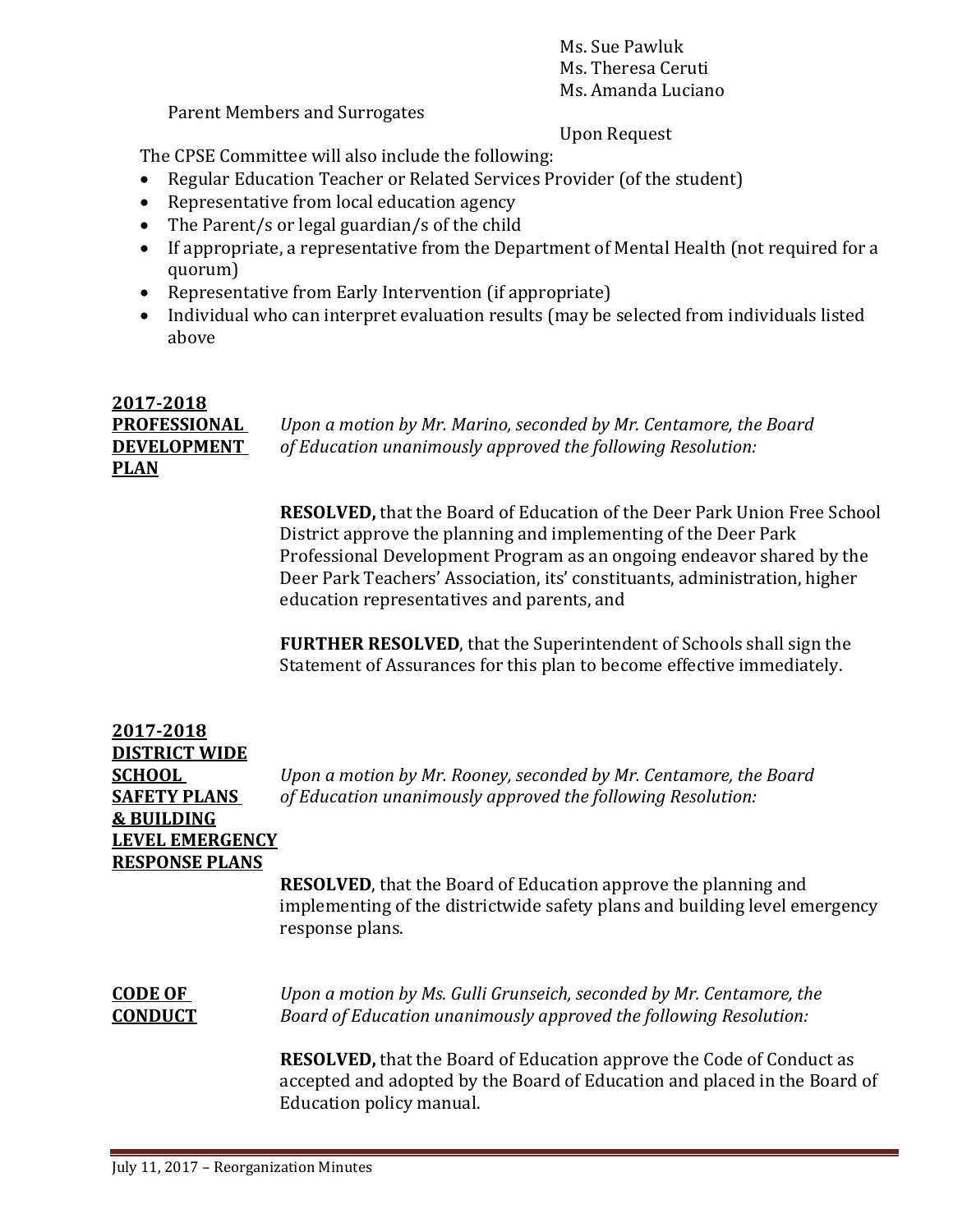Ms. Sue Pawluk
Ms. Theresa Ceruti
Ms. Amanda Luciano

Parent Members and Surrogates

Upon Request

The CPSE Committee will also include the following:

- Regular Education Teacher or Related Services Provider (of the student)
- Representative from local education agency
- The Parent/s or legal guardian/s of the child
- If appropriate, a representative from the Department of Mental Health (not required for a quorum)
- Representative from Early Intervention (if appropriate)
- Individual who can interpret evaluation results (may be selected from individuals listed above

**2017-2018 PROFESSIONAL DEVELOPMENT PLAN**

*Upon a motion by Mr. Marino, seconded by Mr. Centamore, the Board of Education unanimously approved the following Resolution:*

**RESOLVED,** that the Board of Education of the Deer Park Union Free School District approve the planning and implementing of the Deer Park Professional Development Program as an ongoing endeavor shared by the Deer Park Teachers' Association, its' constituants, administration, higher education representatives and parents, and

**FURTHER RESOLVED**, that the Superintendent of Schools shall sign the Statement of Assurances for this plan to become effective immediately.

**2017-2018 DISTRICT WIDE SCHOOL SAFETY PLANS & BUILDING LEVEL EMERGENCY RESPONSE PLANS**

*Upon a motion by Mr. Rooney, seconded by Mr. Centamore, the Board of Education unanimously approved the following Resolution:*

**RESOLVED**, that the Board of Education approve the planning and implementing of the districtwide safety plans and building level emergency response plans.

**CODE OF CONDUCT**

*Upon a motion by Ms. Gulli Grunseich, seconded by Mr. Centamore, the Board of Education unanimously approved the following Resolution:*

**RESOLVED,** that the Board of Education approve the Code of Conduct as accepted and adopted by the Board of Education and placed in the Board of Education policy manual.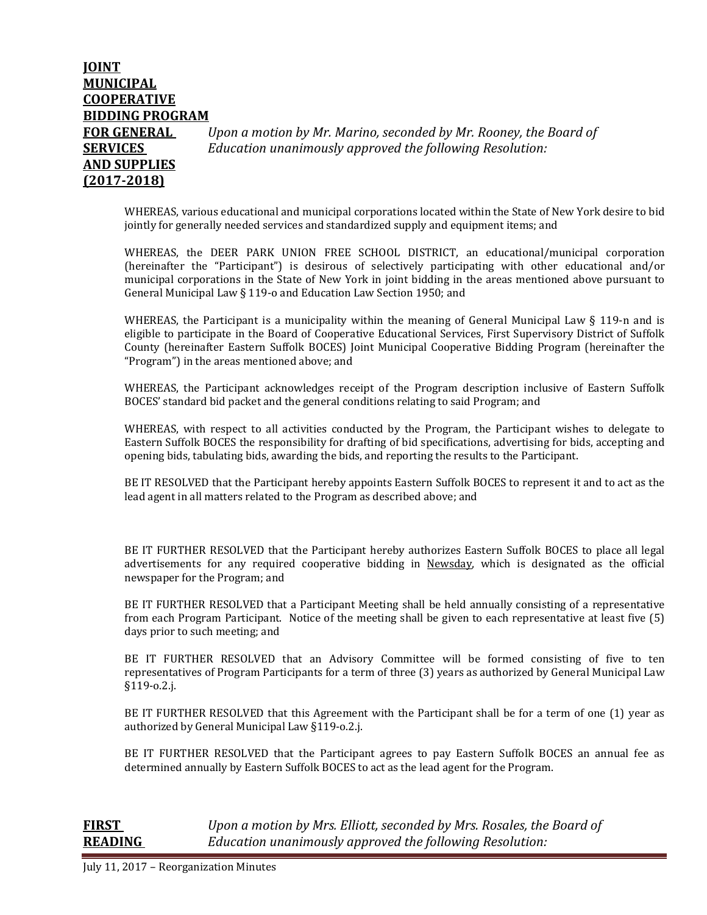**JOINT MUNICIPAL COOPERATIVE BIDDING PROGRAM FOR GENERAL SERVICES AND SUPPLIES (2017-2018)**

*Upon a motion by Mr. Marino, seconded by Mr. Rooney, the Board of Education unanimously approved the following Resolution:*

WHEREAS, various educational and municipal corporations located within the State of New York desire to bid jointly for generally needed services and standardized supply and equipment items; and

WHEREAS, the DEER PARK UNION FREE SCHOOL DISTRICT, an educational/municipal corporation (hereinafter the "Participant") is desirous of selectively participating with other educational and/or municipal corporations in the State of New York in joint bidding in the areas mentioned above pursuant to General Municipal Law § 119-o and Education Law Section 1950; and

WHEREAS, the Participant is a municipality within the meaning of General Municipal Law § 119-n and is eligible to participate in the Board of Cooperative Educational Services, First Supervisory District of Suffolk County (hereinafter Eastern Suffolk BOCES) Joint Municipal Cooperative Bidding Program (hereinafter the "Program") in the areas mentioned above; and

WHEREAS, the Participant acknowledges receipt of the Program description inclusive of Eastern Suffolk BOCES' standard bid packet and the general conditions relating to said Program; and

WHEREAS, with respect to all activities conducted by the Program, the Participant wishes to delegate to Eastern Suffolk BOCES the responsibility for drafting of bid specifications, advertising for bids, accepting and opening bids, tabulating bids, awarding the bids, and reporting the results to the Participant.

BE IT RESOLVED that the Participant hereby appoints Eastern Suffolk BOCES to represent it and to act as the lead agent in all matters related to the Program as described above; and

BE IT FURTHER RESOLVED that the Participant hereby authorizes Eastern Suffolk BOCES to place all legal advertisements for any required cooperative bidding in Newsday, which is designated as the official newspaper for the Program; and

BE IT FURTHER RESOLVED that a Participant Meeting shall be held annually consisting of a representative from each Program Participant. Notice of the meeting shall be given to each representative at least five (5) days prior to such meeting; and

BE IT FURTHER RESOLVED that an Advisory Committee will be formed consisting of five to ten representatives of Program Participants for a term of three (3) years as authorized by General Municipal Law §119-o.2.j.

BE IT FURTHER RESOLVED that this Agreement with the Participant shall be for a term of one (1) year as authorized by General Municipal Law §119-o.2.j.

BE IT FURTHER RESOLVED that the Participant agrees to pay Eastern Suffolk BOCES an annual fee as determined annually by Eastern Suffolk BOCES to act as the lead agent for the Program.

**FIRST READING**

*Upon a motion by Mrs. Elliott, seconded by Mrs. Rosales, the Board of Education unanimously approved the following Resolution:*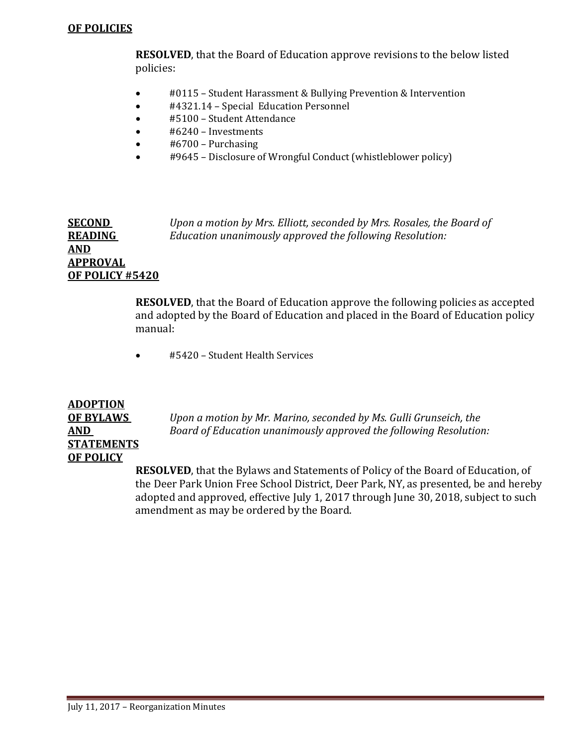**OF POLICIES**

**RESOLVED**, that the Board of Education approve revisions to the below listed policies:

- #0115 – Student Harassment & Bullying Prevention & Intervention
- #4321.14 – Special Education Personnel
- #5100 – Student Attendance
- #6240 – Investments
- #6700 – Purchasing
- #9645 – Disclosure of Wrongful Conduct (whistleblower policy)

**SECOND READING AND APPROVAL OF POLICY #5420**

*Upon a motion by Mrs. Elliott, seconded by Mrs. Rosales, the Board of Education unanimously approved the following Resolution:*

**RESOLVED**, that the Board of Education approve the following policies as accepted and adopted by the Board of Education and placed in the Board of Education policy manual:

- #5420 – Student Health Services

**ADOPTION OF BYLAWS AND STATEMENTS OF POLICY**

*Upon a motion by Mr. Marino, seconded by Ms. Gulli Grunseich, the Board of Education unanimously approved the following Resolution:*

**RESOLVED**, that the Bylaws and Statements of Policy of the Board of Education, of the Deer Park Union Free School District, Deer Park, NY, as presented, be and hereby adopted and approved, effective July 1, 2017 through June 30, 2018, subject to such amendment as may be ordered by the Board.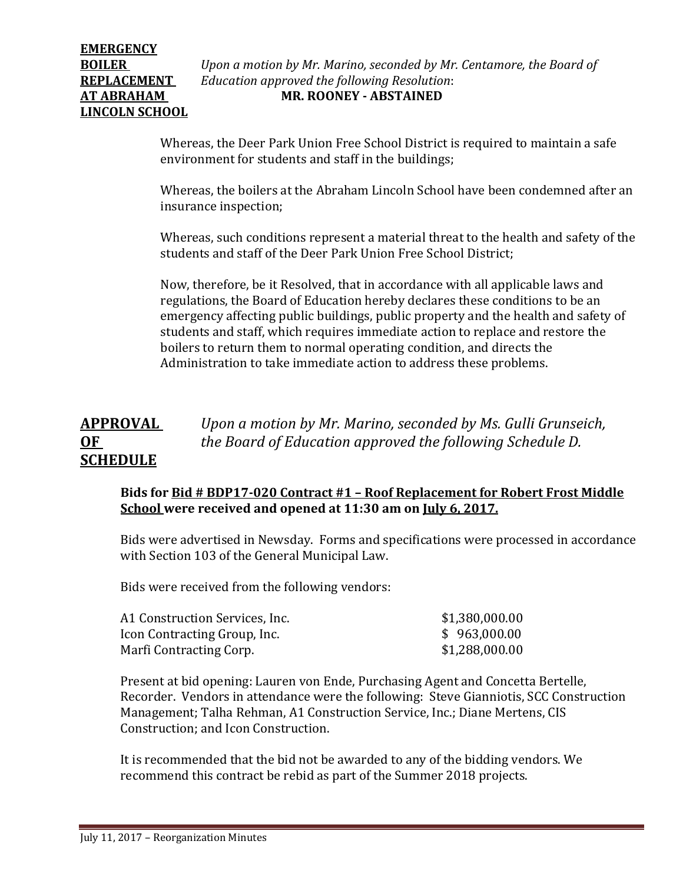**EMERGENCY BOILER REPLACEMENT AT ABRAHAM LINCOLN SCHOOL**

*Upon a motion by Mr. Marino, seconded by Mr. Centamore, the Board of Education approved the following Resolution*:

**MR. ROONEY - ABSTAINED**

Whereas, the Deer Park Union Free School District is required to maintain a safe environment for students and staff in the buildings;

Whereas, the boilers at the Abraham Lincoln School have been condemned after an insurance inspection;

Whereas, such conditions represent a material threat to the health and safety of the students and staff of the Deer Park Union Free School District;

Now, therefore, be it Resolved, that in accordance with all applicable laws and regulations, the Board of Education hereby declares these conditions to be an emergency affecting public buildings, public property and the health and safety of students and staff, which requires immediate action to replace and restore the boilers to return them to normal operating condition, and directs the Administration to take immediate action to address these problems.

**APPROVAL OF SCHEDULE**

*Upon a motion by Mr. Marino, seconded by Ms. Gulli Grunseich, the Board of Education approved the following Schedule D.*

**Bids for Bid # BDP17-020 Contract #1 – Roof Replacement for Robert Frost Middle School were received and opened at 11:30 am on July 6, 2017.**

Bids were advertised in Newsday. Forms and specifications were processed in accordance with Section 103 of the General Municipal Law.

Bids were received from the following vendors:

| | |
|---|---|
| A1 Construction Services, Inc. | $1,380,000.00 |
| Icon Contracting Group, Inc. | $ 963,000.00 |
| Marfi Contracting Corp. | $1,288,000.00 |

Present at bid opening: Lauren von Ende, Purchasing Agent and Concetta Bertelle, Recorder. Vendors in attendance were the following: Steve Gianniotis, SCC Construction Management; Talha Rehman, A1 Construction Service, Inc.; Diane Mertens, CIS Construction; and Icon Construction.

It is recommended that the bid not be awarded to any of the bidding vendors. We recommend this contract be rebid as part of the Summer 2018 projects.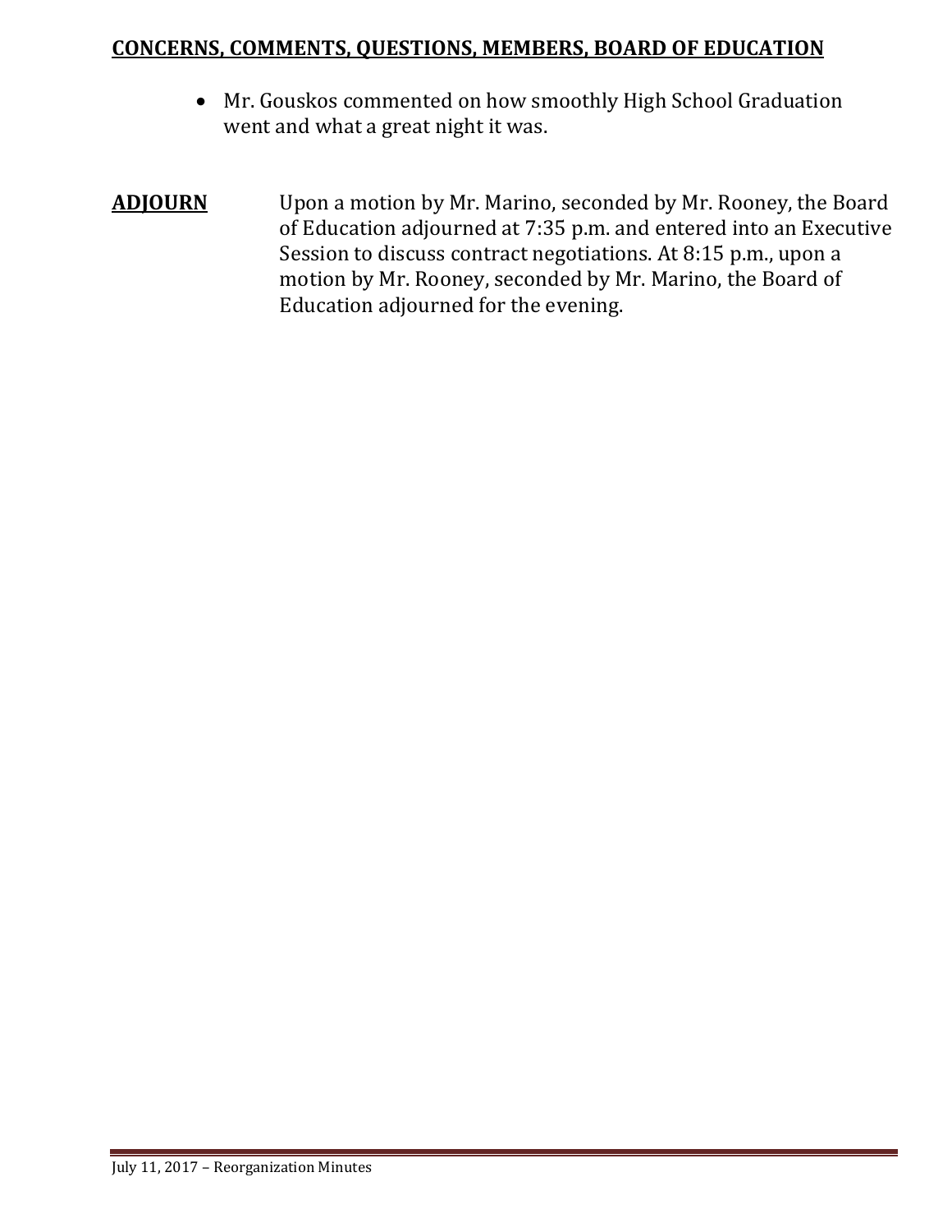## CONCERNS, COMMENTS, QUESTIONS, MEMBERS, BOARD OF EDUCATION

- Mr. Gouskos commented on how smoothly High School Graduation went and what a great night it was.

**ADJOURN** Upon a motion by Mr. Marino, seconded by Mr. Rooney, the Board of Education adjourned at 7:35 p.m. and entered into an Executive Session to discuss contract negotiations. At 8:15 p.m., upon a motion by Mr. Rooney, seconded by Mr. Marino, the Board of Education adjourned for the evening.